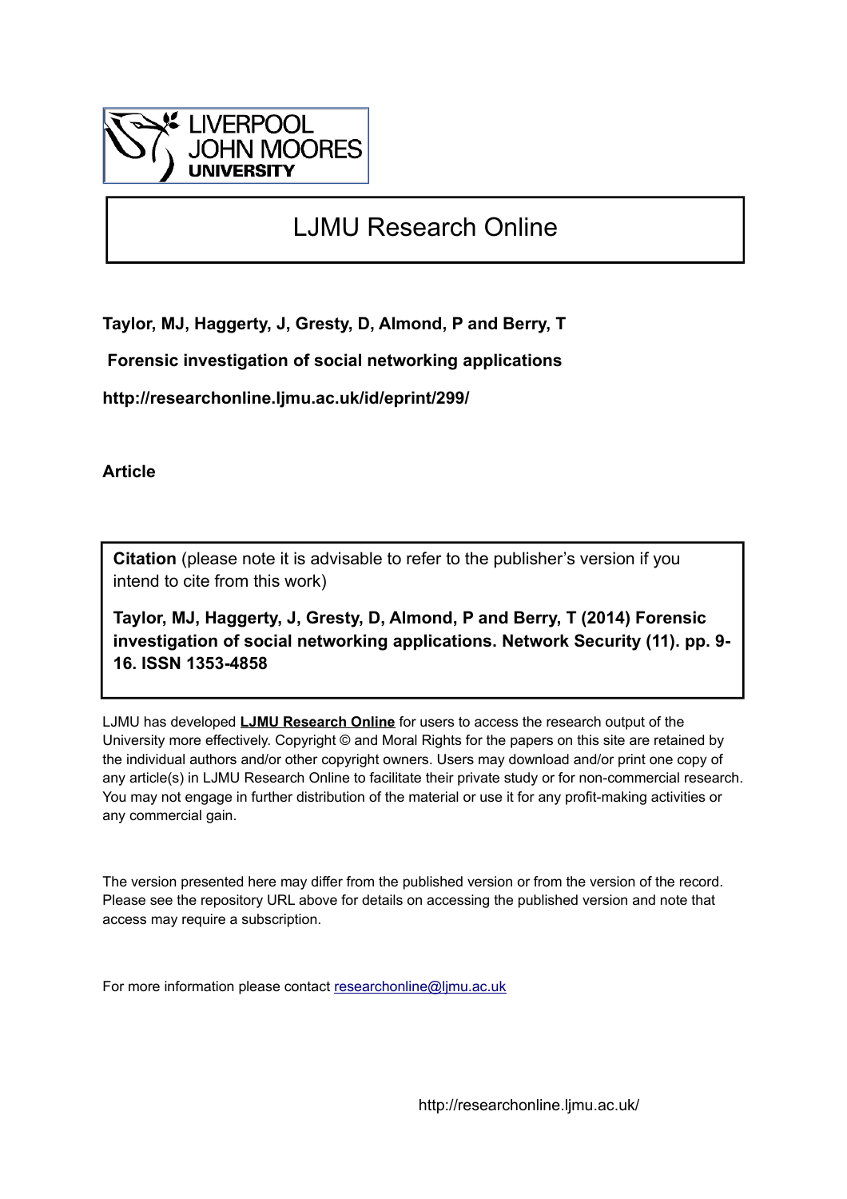LIVERPOOL JOHN MOORES UNIVERSITY

# LJMU Research Online

**Taylor, MJ, Haggerty, J, Gresty, D, Almond, P and Berry, T**

**Forensic investigation of social networking applications**

**http://researchonline.ljmu.ac.uk/id/eprint/299/**

**Article**

**Citation** (please note it is advisable to refer to the publisher's version if you intend to cite from this work)

**Taylor, MJ, Haggerty, J, Gresty, D, Almond, P and Berry, T (2014) Forensic investigation of social networking applications. Network Security (11). pp. 9-16. ISSN 1353-4858**

LJMU has developed **LJMU Research Online** for users to access the research output of the University more effectively. Copyright © and Moral Rights for the papers on this site are retained by the individual authors and/or other copyright owners. Users may download and/or print one copy of any article(s) in LJMU Research Online to facilitate their private study or for non-commercial research. You may not engage in further distribution of the material or use it for any profit-making activities or any commercial gain.

The version presented here may differ from the published version or from the version of the record. Please see the repository URL above for details on accessing the published version and note that access may require a subscription.

For more information please contact researchonline@ljmu.ac.uk

http://researchonline.ljmu.ac.uk/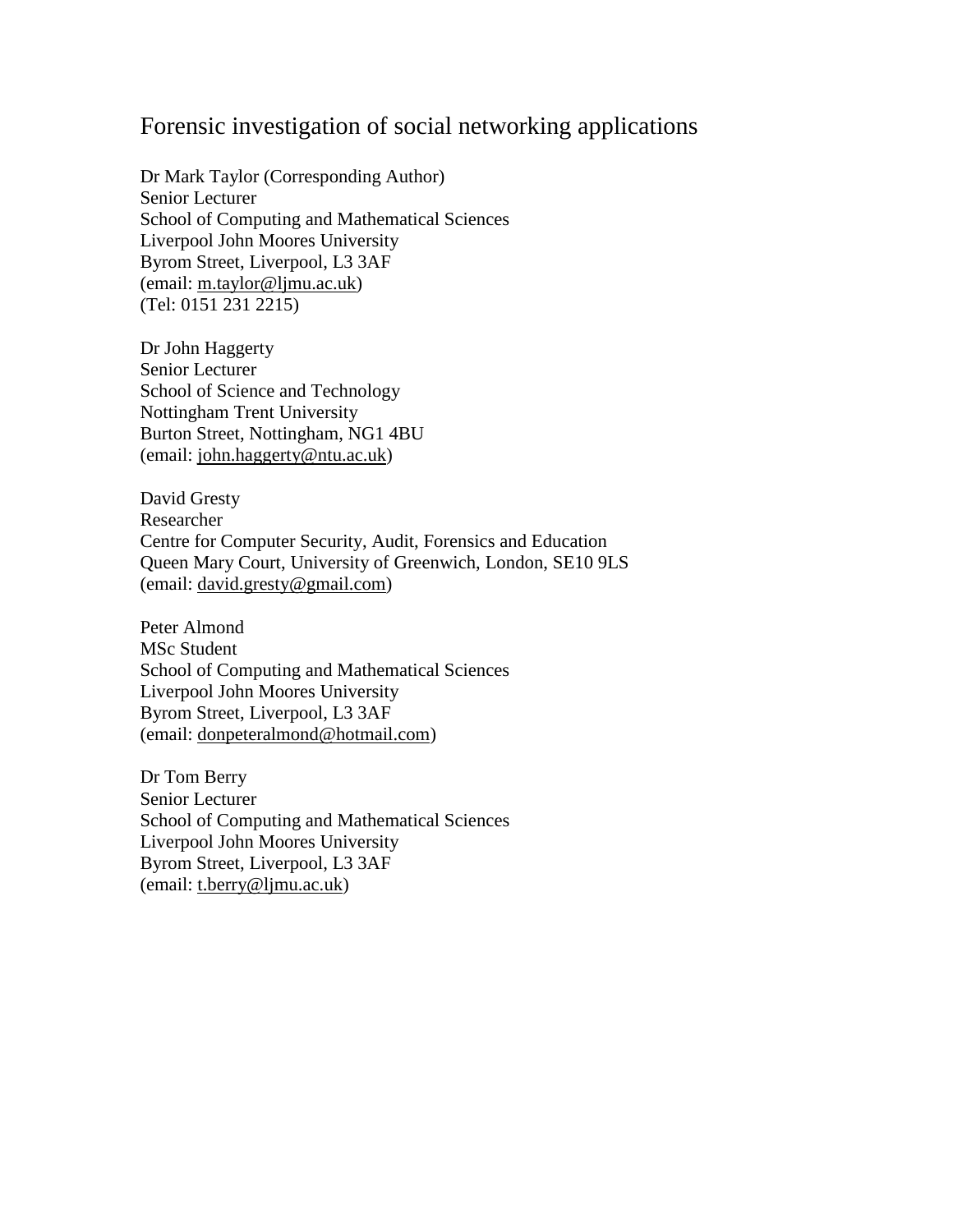# Forensic investigation of social networking applications

Dr Mark Taylor (Corresponding Author)
Senior Lecturer
School of Computing and Mathematical Sciences
Liverpool John Moores University
Byrom Street, Liverpool, L3 3AF
(email: m.taylor@ljmu.ac.uk)
(Tel: 0151 231 2215)

Dr John Haggerty
Senior Lecturer
School of Science and Technology
Nottingham Trent University
Burton Street, Nottingham, NG1 4BU
(email: john.haggerty@ntu.ac.uk)

David Gresty
Researcher
Centre for Computer Security, Audit, Forensics and Education
Queen Mary Court, University of Greenwich, London, SE10 9LS
(email: david.gresty@gmail.com)

Peter Almond
MSc Student
School of Computing and Mathematical Sciences
Liverpool John Moores University
Byrom Street, Liverpool, L3 3AF
(email: donpeteralmond@hotmail.com)

Dr Tom Berry
Senior Lecturer
School of Computing and Mathematical Sciences
Liverpool John Moores University
Byrom Street, Liverpool, L3 3AF
(email: t.berry@ljmu.ac.uk)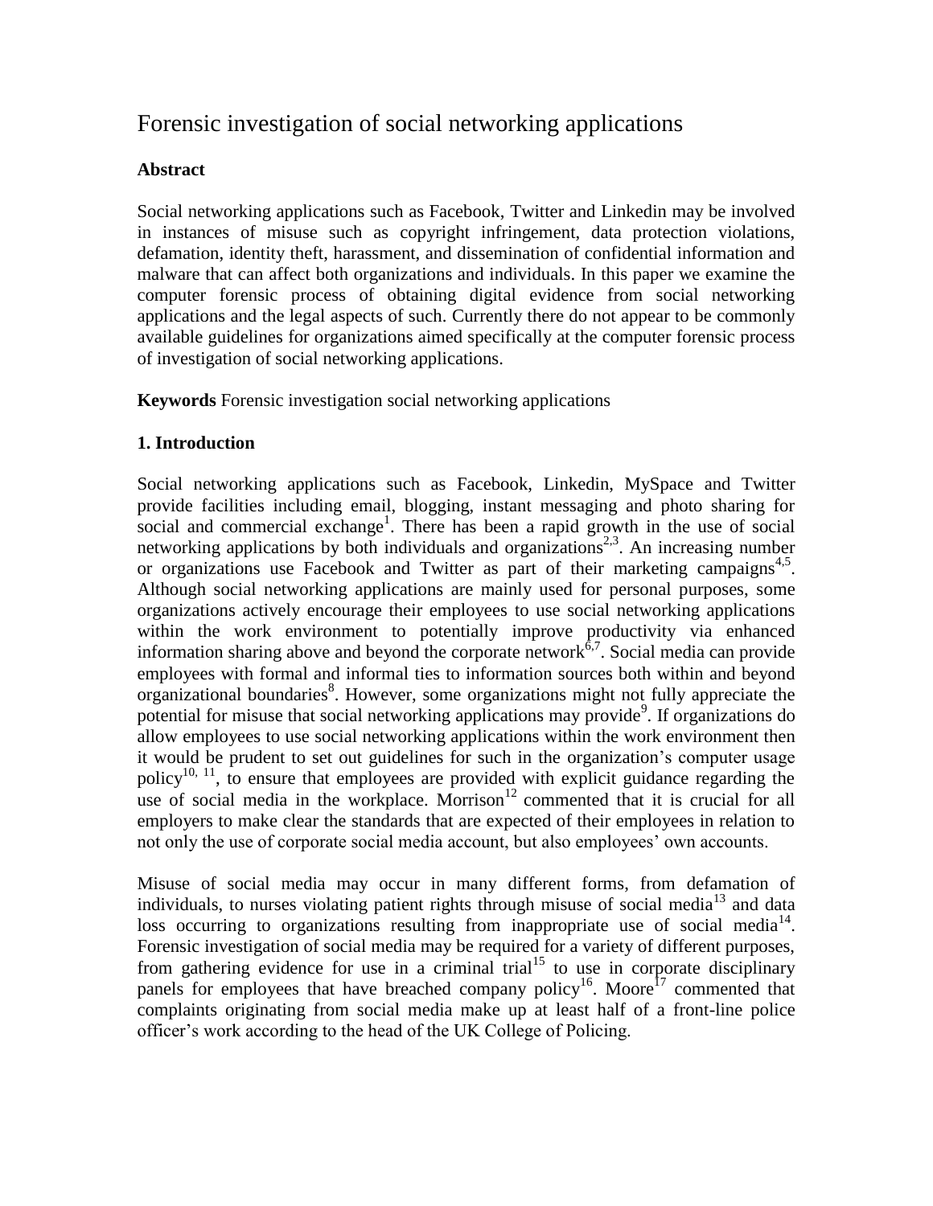# Forensic investigation of social networking applications

**Abstract**

Social networking applications such as Facebook, Twitter and Linkedin may be involved in instances of misuse such as copyright infringement, data protection violations, defamation, identity theft, harassment, and dissemination of confidential information and malware that can affect both organizations and individuals. In this paper we examine the computer forensic process of obtaining digital evidence from social networking applications and the legal aspects of such. Currently there do not appear to be commonly available guidelines for organizations aimed specifically at the computer forensic process of investigation of social networking applications.

**Keywords** Forensic investigation social networking applications

## 1. Introduction

Social networking applications such as Facebook, Linkedin, MySpace and Twitter provide facilities including email, blogging, instant messaging and photo sharing for social and commercial exchange[1]. There has been a rapid growth in the use of social networking applications by both individuals and organizations[2,3]. An increasing number or organizations use Facebook and Twitter as part of their marketing campaigns[4,5]. Although social networking applications are mainly used for personal purposes, some organizations actively encourage their employees to use social networking applications within the work environment to potentially improve productivity via enhanced information sharing above and beyond the corporate network[6,7]. Social media can provide employees with formal and informal ties to information sources both within and beyond organizational boundaries[8]. However, some organizations might not fully appreciate the potential for misuse that social networking applications may provide[9]. If organizations do allow employees to use social networking applications within the work environment then it would be prudent to set out guidelines for such in the organization's computer usage policy[10, 11], to ensure that employees are provided with explicit guidance regarding the use of social media in the workplace. Morrison[12] commented that it is crucial for all employers to make clear the standards that are expected of their employees in relation to not only the use of corporate social media account, but also employees' own accounts.

Misuse of social media may occur in many different forms, from defamation of individuals, to nurses violating patient rights through misuse of social media[13] and data loss occurring to organizations resulting from inappropriate use of social media[14]. Forensic investigation of social media may be required for a variety of different purposes, from gathering evidence for use in a criminal trial[15] to use in corporate disciplinary panels for employees that have breached company policy[16]. Moore[17] commented that complaints originating from social media make up at least half of a front-line police officer's work according to the head of the UK College of Policing.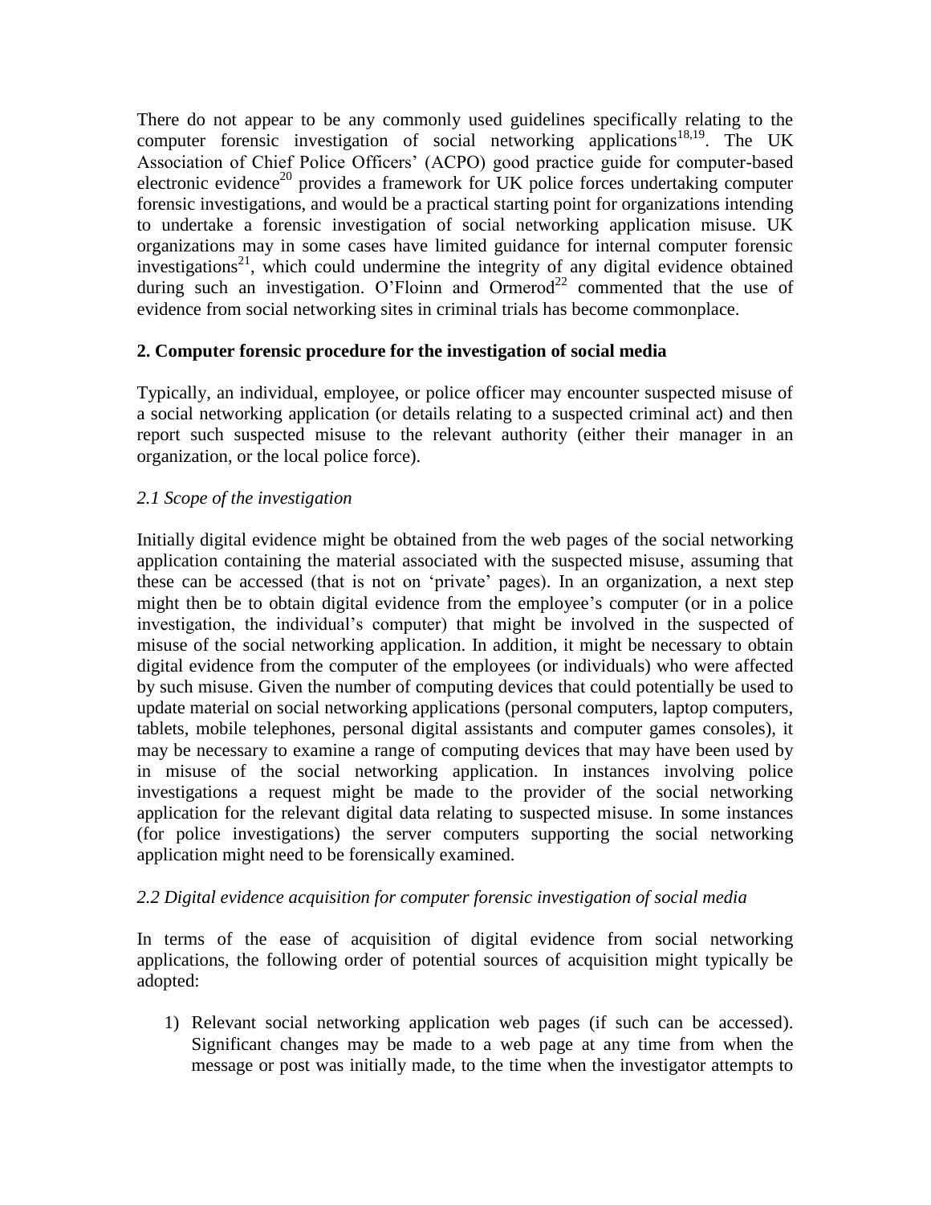There do not appear to be any commonly used guidelines specifically relating to the computer forensic investigation of social networking applications[18,19]. The UK Association of Chief Police Officers' (ACPO) good practice guide for computer-based electronic evidence[20] provides a framework for UK police forces undertaking computer forensic investigations, and would be a practical starting point for organizations intending to undertake a forensic investigation of social networking application misuse. UK organizations may in some cases have limited guidance for internal computer forensic investigations[21], which could undermine the integrity of any digital evidence obtained during such an investigation. O'Floinn and Ormerod[22] commented that the use of evidence from social networking sites in criminal trials has become commonplace.

## 2. Computer forensic procedure for the investigation of social media

Typically, an individual, employee, or police officer may encounter suspected misuse of a social networking application (or details relating to a suspected criminal act) and then report such suspected misuse to the relevant authority (either their manager in an organization, or the local police force).

### *2.1 Scope of the investigation*

Initially digital evidence might be obtained from the web pages of the social networking application containing the material associated with the suspected misuse, assuming that these can be accessed (that is not on 'private' pages). In an organization, a next step might then be to obtain digital evidence from the employee's computer (or in a police investigation, the individual's computer) that might be involved in the suspected of misuse of the social networking application. In addition, it might be necessary to obtain digital evidence from the computer of the employees (or individuals) who were affected by such misuse. Given the number of computing devices that could potentially be used to update material on social networking applications (personal computers, laptop computers, tablets, mobile telephones, personal digital assistants and computer games consoles), it may be necessary to examine a range of computing devices that may have been used by in misuse of the social networking application. In instances involving police investigations a request might be made to the provider of the social networking application for the relevant digital data relating to suspected misuse. In some instances (for police investigations) the server computers supporting the social networking application might need to be forensically examined.

### *2.2 Digital evidence acquisition for computer forensic investigation of social media*

In terms of the ease of acquisition of digital evidence from social networking applications, the following order of potential sources of acquisition might typically be adopted:

1) Relevant social networking application web pages (if such can be accessed). Significant changes may be made to a web page at any time from when the message or post was initially made, to the time when the investigator attempts to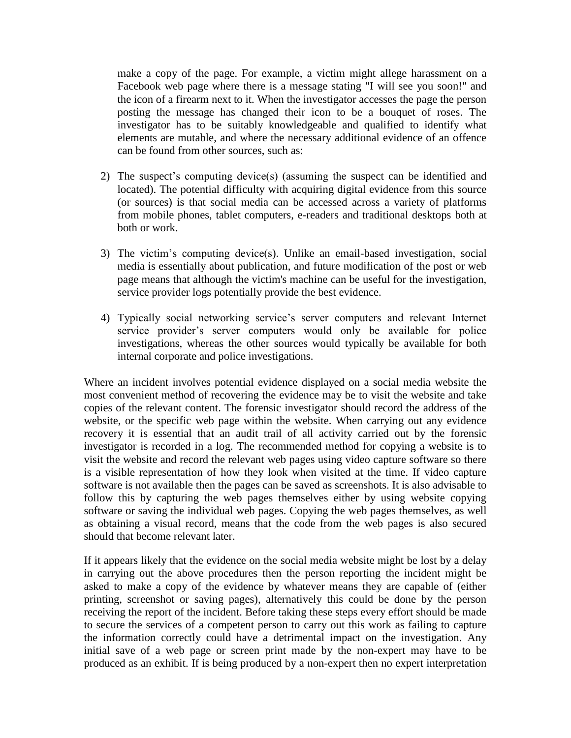make a copy of the page. For example, a victim might allege harassment on a Facebook web page where there is a message stating "I will see you soon!" and the icon of a firearm next to it. When the investigator accesses the page the person posting the message has changed their icon to be a bouquet of roses. The investigator has to be suitably knowledgeable and qualified to identify what elements are mutable, and where the necessary additional evidence of an offence can be found from other sources, such as:

2) The suspect's computing device(s) (assuming the suspect can be identified and located). The potential difficulty with acquiring digital evidence from this source (or sources) is that social media can be accessed across a variety of platforms from mobile phones, tablet computers, e-readers and traditional desktops both at both or work.

3) The victim's computing device(s). Unlike an email-based investigation, social media is essentially about publication, and future modification of the post or web page means that although the victim's machine can be useful for the investigation, service provider logs potentially provide the best evidence.

4) Typically social networking service's server computers and relevant Internet service provider's server computers would only be available for police investigations, whereas the other sources would typically be available for both internal corporate and police investigations.

Where an incident involves potential evidence displayed on a social media website the most convenient method of recovering the evidence may be to visit the website and take copies of the relevant content. The forensic investigator should record the address of the website, or the specific web page within the website. When carrying out any evidence recovery it is essential that an audit trail of all activity carried out by the forensic investigator is recorded in a log. The recommended method for copying a website is to visit the website and record the relevant web pages using video capture software so there is a visible representation of how they look when visited at the time. If video capture software is not available then the pages can be saved as screenshots. It is also advisable to follow this by capturing the web pages themselves either by using website copying software or saving the individual web pages. Copying the web pages themselves, as well as obtaining a visual record, means that the code from the web pages is also secured should that become relevant later.

If it appears likely that the evidence on the social media website might be lost by a delay in carrying out the above procedures then the person reporting the incident might be asked to make a copy of the evidence by whatever means they are capable of (either printing, screenshot or saving pages), alternatively this could be done by the person receiving the report of the incident. Before taking these steps every effort should be made to secure the services of a competent person to carry out this work as failing to capture the information correctly could have a detrimental impact on the investigation. Any initial save of a web page or screen print made by the non-expert may have to be produced as an exhibit. If is being produced by a non-expert then no expert interpretation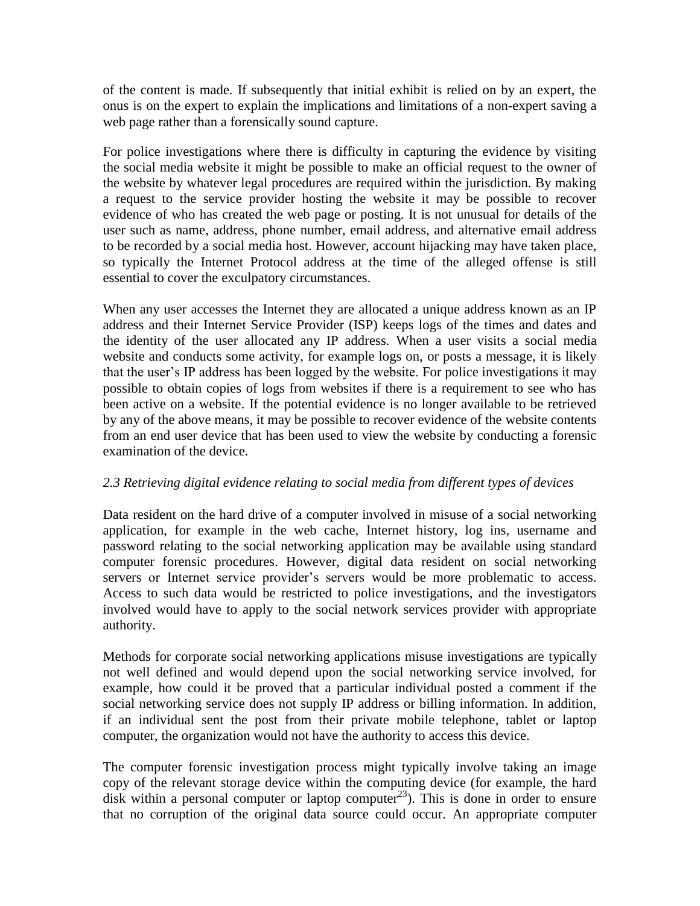of the content is made. If subsequently that initial exhibit is relied on by an expert, the onus is on the expert to explain the implications and limitations of a non-expert saving a web page rather than a forensically sound capture.

For police investigations where there is difficulty in capturing the evidence by visiting the social media website it might be possible to make an official request to the owner of the website by whatever legal procedures are required within the jurisdiction. By making a request to the service provider hosting the website it may be possible to recover evidence of who has created the web page or posting. It is not unusual for details of the user such as name, address, phone number, email address, and alternative email address to be recorded by a social media host. However, account hijacking may have taken place, so typically the Internet Protocol address at the time of the alleged offense is still essential to cover the exculpatory circumstances.

When any user accesses the Internet they are allocated a unique address known as an IP address and their Internet Service Provider (ISP) keeps logs of the times and dates and the identity of the user allocated any IP address. When a user visits a social media website and conducts some activity, for example logs on, or posts a message, it is likely that the user's IP address has been logged by the website. For police investigations it may possible to obtain copies of logs from websites if there is a requirement to see who has been active on a website. If the potential evidence is no longer available to be retrieved by any of the above means, it may be possible to recover evidence of the website contents from an end user device that has been used to view the website by conducting a forensic examination of the device.

### *2.3 Retrieving digital evidence relating to social media from different types of devices*

Data resident on the hard drive of a computer involved in misuse of a social networking application, for example in the web cache, Internet history, log ins, username and password relating to the social networking application may be available using standard computer forensic procedures. However, digital data resident on social networking servers or Internet service provider's servers would be more problematic to access. Access to such data would be restricted to police investigations, and the investigators involved would have to apply to the social network services provider with appropriate authority.

Methods for corporate social networking applications misuse investigations are typically not well defined and would depend upon the social networking service involved, for example, how could it be proved that a particular individual posted a comment if the social networking service does not supply IP address or billing information. In addition, if an individual sent the post from their private mobile telephone, tablet or laptop computer, the organization would not have the authority to access this device.

The computer forensic investigation process might typically involve taking an image copy of the relevant storage device within the computing device (for example, the hard disk within a personal computer or laptop computer[23]). This is done in order to ensure that no corruption of the original data source could occur. An appropriate computer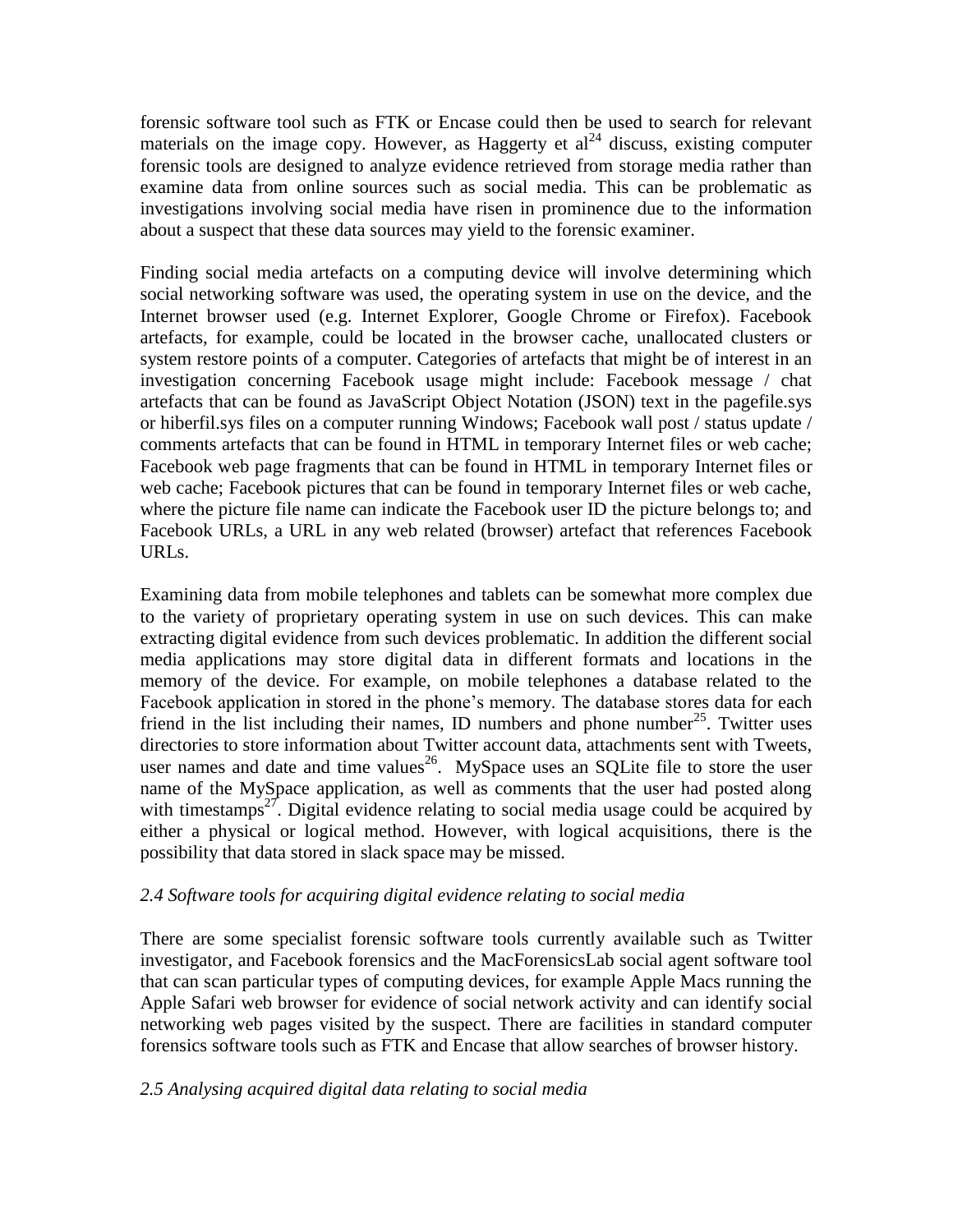forensic software tool such as FTK or Encase could then be used to search for relevant materials on the image copy. However, as Haggerty et al[24] discuss, existing computer forensic tools are designed to analyze evidence retrieved from storage media rather than examine data from online sources such as social media. This can be problematic as investigations involving social media have risen in prominence due to the information about a suspect that these data sources may yield to the forensic examiner.

Finding social media artefacts on a computing device will involve determining which social networking software was used, the operating system in use on the device, and the Internet browser used (e.g. Internet Explorer, Google Chrome or Firefox). Facebook artefacts, for example, could be located in the browser cache, unallocated clusters or system restore points of a computer. Categories of artefacts that might be of interest in an investigation concerning Facebook usage might include: Facebook message / chat artefacts that can be found as JavaScript Object Notation (JSON) text in the pagefile.sys or hiberfil.sys files on a computer running Windows; Facebook wall post / status update / comments artefacts that can be found in HTML in temporary Internet files or web cache; Facebook web page fragments that can be found in HTML in temporary Internet files or web cache; Facebook pictures that can be found in temporary Internet files or web cache, where the picture file name can indicate the Facebook user ID the picture belongs to; and Facebook URLs, a URL in any web related (browser) artefact that references Facebook URLs.

Examining data from mobile telephones and tablets can be somewhat more complex due to the variety of proprietary operating system in use on such devices. This can make extracting digital evidence from such devices problematic. In addition the different social media applications may store digital data in different formats and locations in the memory of the device. For example, on mobile telephones a database related to the Facebook application in stored in the phone's memory. The database stores data for each friend in the list including their names, ID numbers and phone number[25]. Twitter uses directories to store information about Twitter account data, attachments sent with Tweets, user names and date and time values[26]. MySpace uses an SQLite file to store the user name of the MySpace application, as well as comments that the user had posted along with timestamps[27]. Digital evidence relating to social media usage could be acquired by either a physical or logical method. However, with logical acquisitions, there is the possibility that data stored in slack space may be missed.

*2.4 Software tools for acquiring digital evidence relating to social media*

There are some specialist forensic software tools currently available such as Twitter investigator, and Facebook forensics and the MacForensicsLab social agent software tool that can scan particular types of computing devices, for example Apple Macs running the Apple Safari web browser for evidence of social network activity and can identify social networking web pages visited by the suspect. There are facilities in standard computer forensics software tools such as FTK and Encase that allow searches of browser history.

*2.5 Analysing acquired digital data relating to social media*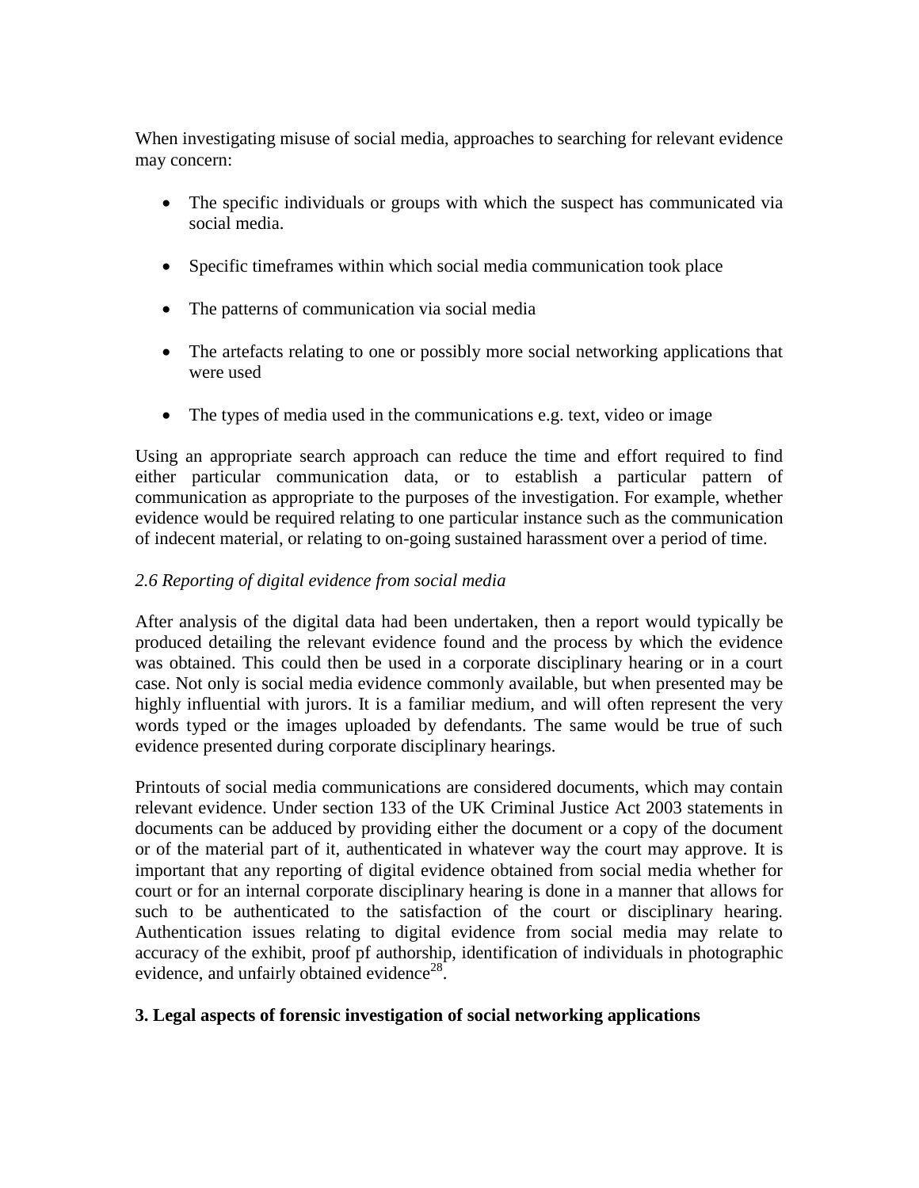When investigating misuse of social media, approaches to searching for relevant evidence may concern:

- The specific individuals or groups with which the suspect has communicated via social media.
- Specific timeframes within which social media communication took place
- The patterns of communication via social media
- The artefacts relating to one or possibly more social networking applications that were used
- The types of media used in the communications e.g. text, video or image

Using an appropriate search approach can reduce the time and effort required to find either particular communication data, or to establish a particular pattern of communication as appropriate to the purposes of the investigation. For example, whether evidence would be required relating to one particular instance such as the communication of indecent material, or relating to on-going sustained harassment over a period of time.

### *2.6 Reporting of digital evidence from social media*

After analysis of the digital data had been undertaken, then a report would typically be produced detailing the relevant evidence found and the process by which the evidence was obtained. This could then be used in a corporate disciplinary hearing or in a court case. Not only is social media evidence commonly available, but when presented may be highly influential with jurors. It is a familiar medium, and will often represent the very words typed or the images uploaded by defendants. The same would be true of such evidence presented during corporate disciplinary hearings.

Printouts of social media communications are considered documents, which may contain relevant evidence. Under section 133 of the UK Criminal Justice Act 2003 statements in documents can be adduced by providing either the document or a copy of the document or of the material part of it, authenticated in whatever way the court may approve. It is important that any reporting of digital evidence obtained from social media whether for court or for an internal corporate disciplinary hearing is done in a manner that allows for such to be authenticated to the satisfaction of the court or disciplinary hearing. Authentication issues relating to digital evidence from social media may relate to accuracy of the exhibit, proof pf authorship, identification of individuals in photographic evidence, and unfairly obtained evidence[28].

## 3. Legal aspects of forensic investigation of social networking applications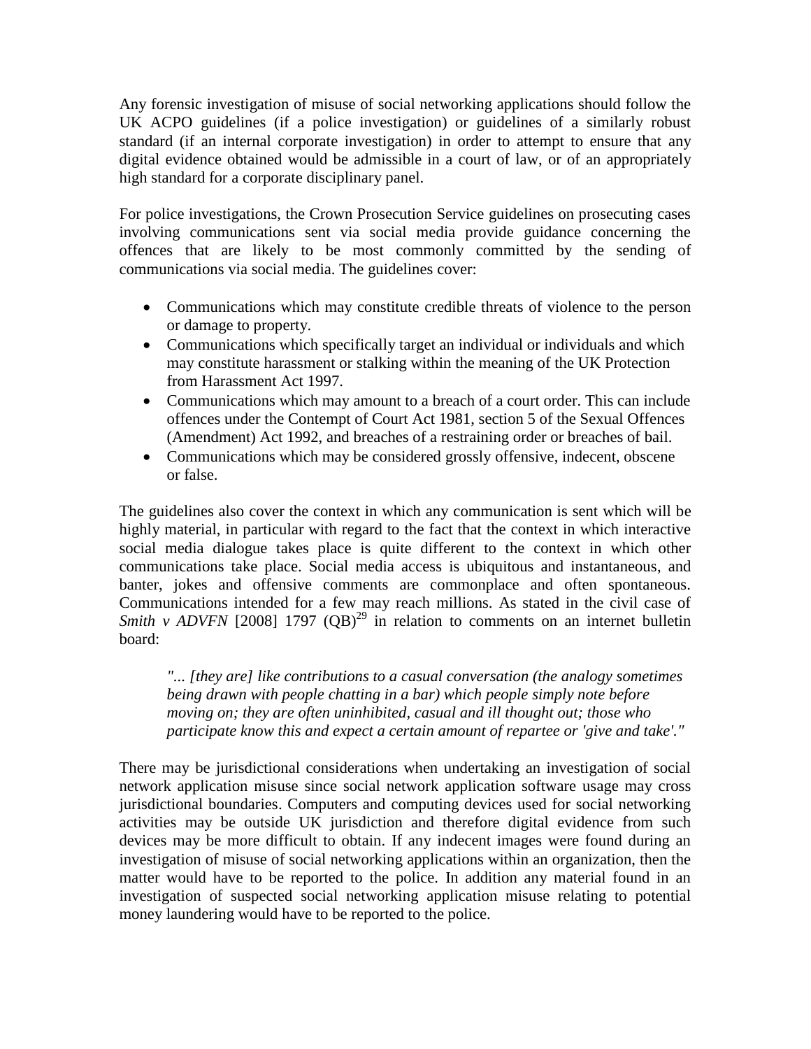Any forensic investigation of misuse of social networking applications should follow the UK ACPO guidelines (if a police investigation) or guidelines of a similarly robust standard (if an internal corporate investigation) in order to attempt to ensure that any digital evidence obtained would be admissible in a court of law, or of an appropriately high standard for a corporate disciplinary panel.

For police investigations, the Crown Prosecution Service guidelines on prosecuting cases involving communications sent via social media provide guidance concerning the offences that are likely to be most commonly committed by the sending of communications via social media. The guidelines cover:

- Communications which may constitute credible threats of violence to the person or damage to property.
- Communications which specifically target an individual or individuals and which may constitute harassment or stalking within the meaning of the UK Protection from Harassment Act 1997.
- Communications which may amount to a breach of a court order. This can include offences under the Contempt of Court Act 1981, section 5 of the Sexual Offences (Amendment) Act 1992, and breaches of a restraining order or breaches of bail.
- Communications which may be considered grossly offensive, indecent, obscene or false.

The guidelines also cover the context in which any communication is sent which will be highly material, in particular with regard to the fact that the context in which interactive social media dialogue takes place is quite different to the context in which other communications take place. Social media access is ubiquitous and instantaneous, and banter, jokes and offensive comments are commonplace and often spontaneous. Communications intended for a few may reach millions. As stated in the civil case of *Smith v ADVFN* [2008] 1797 (QB)[29] in relation to comments on an internet bulletin board:

> *"... [they are] like contributions to a casual conversation (the analogy sometimes being drawn with people chatting in a bar) which people simply note before moving on; they are often uninhibited, casual and ill thought out; those who participate know this and expect a certain amount of repartee or 'give and take'."*

There may be jurisdictional considerations when undertaking an investigation of social network application misuse since social network application software usage may cross jurisdictional boundaries. Computers and computing devices used for social networking activities may be outside UK jurisdiction and therefore digital evidence from such devices may be more difficult to obtain. If any indecent images were found during an investigation of misuse of social networking applications within an organization, then the matter would have to be reported to the police. In addition any material found in an investigation of suspected social networking application misuse relating to potential money laundering would have to be reported to the police.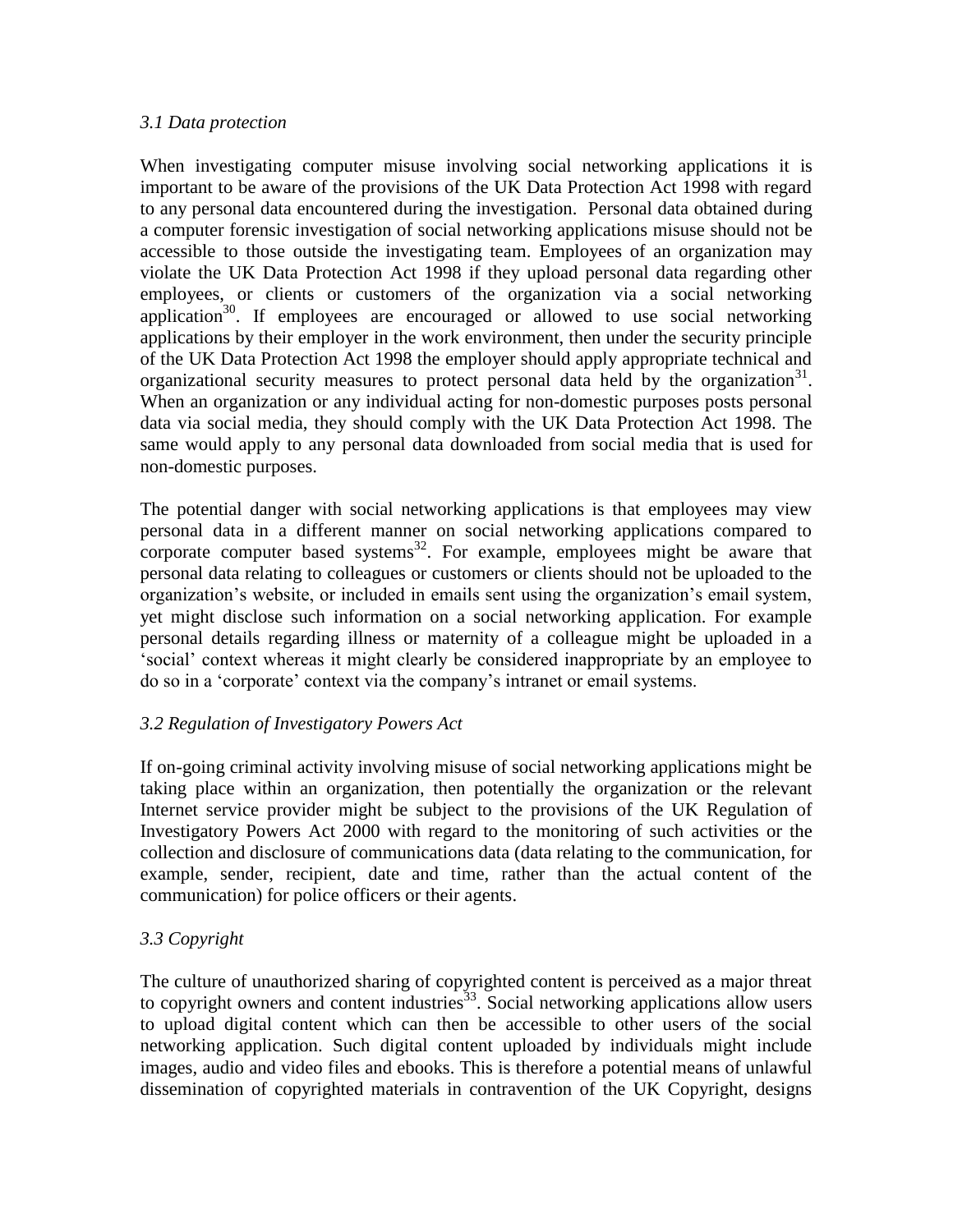### *3.1 Data protection*

When investigating computer misuse involving social networking applications it is important to be aware of the provisions of the UK Data Protection Act 1998 with regard to any personal data encountered during the investigation. Personal data obtained during a computer forensic investigation of social networking applications misuse should not be accessible to those outside the investigating team. Employees of an organization may violate the UK Data Protection Act 1998 if they upload personal data regarding other employees, or clients or customers of the organization via a social networking application[30]. If employees are encouraged or allowed to use social networking applications by their employer in the work environment, then under the security principle of the UK Data Protection Act 1998 the employer should apply appropriate technical and organizational security measures to protect personal data held by the organization[31]. When an organization or any individual acting for non-domestic purposes posts personal data via social media, they should comply with the UK Data Protection Act 1998. The same would apply to any personal data downloaded from social media that is used for non-domestic purposes.

The potential danger with social networking applications is that employees may view personal data in a different manner on social networking applications compared to corporate computer based systems[32]. For example, employees might be aware that personal data relating to colleagues or customers or clients should not be uploaded to the organization's website, or included in emails sent using the organization's email system, yet might disclose such information on a social networking application. For example personal details regarding illness or maternity of a colleague might be uploaded in a 'social' context whereas it might clearly be considered inappropriate by an employee to do so in a 'corporate' context via the company's intranet or email systems.

### *3.2 Regulation of Investigatory Powers Act*

If on-going criminal activity involving misuse of social networking applications might be taking place within an organization, then potentially the organization or the relevant Internet service provider might be subject to the provisions of the UK Regulation of Investigatory Powers Act 2000 with regard to the monitoring of such activities or the collection and disclosure of communications data (data relating to the communication, for example, sender, recipient, date and time, rather than the actual content of the communication) for police officers or their agents.

### *3.3 Copyright*

The culture of unauthorized sharing of copyrighted content is perceived as a major threat to copyright owners and content industries[33]. Social networking applications allow users to upload digital content which can then be accessible to other users of the social networking application. Such digital content uploaded by individuals might include images, audio and video files and ebooks. This is therefore a potential means of unlawful dissemination of copyrighted materials in contravention of the UK Copyright, designs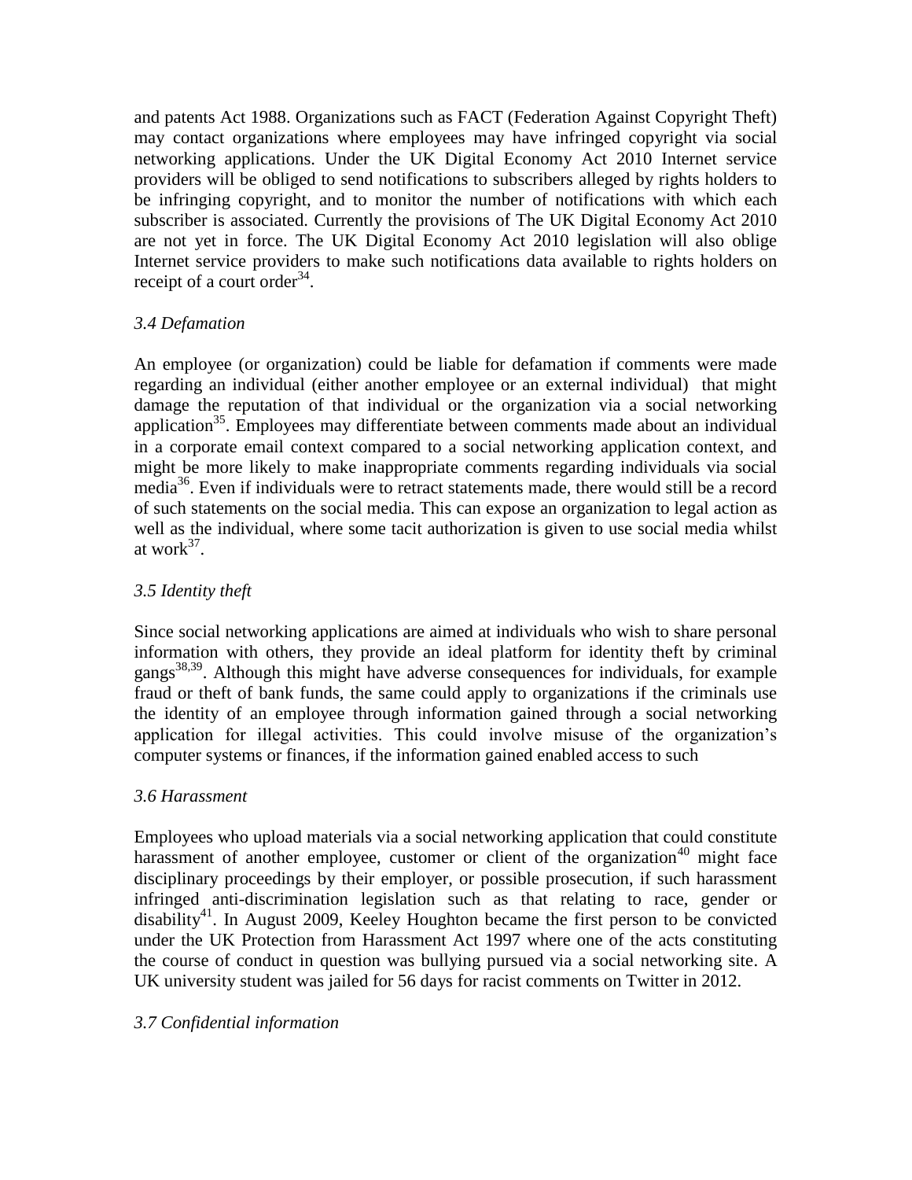and patents Act 1988. Organizations such as FACT (Federation Against Copyright Theft) may contact organizations where employees may have infringed copyright via social networking applications. Under the UK Digital Economy Act 2010 Internet service providers will be obliged to send notifications to subscribers alleged by rights holders to be infringing copyright, and to monitor the number of notifications with which each subscriber is associated. Currently the provisions of The UK Digital Economy Act 2010 are not yet in force. The UK Digital Economy Act 2010 legislation will also oblige Internet service providers to make such notifications data available to rights holders on receipt of a court order[34].

### *3.4 Defamation*

An employee (or organization) could be liable for defamation if comments were made regarding an individual (either another employee or an external individual) that might damage the reputation of that individual or the organization via a social networking application[35]. Employees may differentiate between comments made about an individual in a corporate email context compared to a social networking application context, and might be more likely to make inappropriate comments regarding individuals via social media[36]. Even if individuals were to retract statements made, there would still be a record of such statements on the social media. This can expose an organization to legal action as well as the individual, where some tacit authorization is given to use social media whilst at work[37].

### *3.5 Identity theft*

Since social networking applications are aimed at individuals who wish to share personal information with others, they provide an ideal platform for identity theft by criminal gangs[38,39]. Although this might have adverse consequences for individuals, for example fraud or theft of bank funds, the same could apply to organizations if the criminals use the identity of an employee through information gained through a social networking application for illegal activities. This could involve misuse of the organization's computer systems or finances, if the information gained enabled access to such

### *3.6 Harassment*

Employees who upload materials via a social networking application that could constitute harassment of another employee, customer or client of the organization[40] might face disciplinary proceedings by their employer, or possible prosecution, if such harassment infringed anti-discrimination legislation such as that relating to race, gender or disability[41]. In August 2009, Keeley Houghton became the first person to be convicted under the UK Protection from Harassment Act 1997 where one of the acts constituting the course of conduct in question was bullying pursued via a social networking site. A UK university student was jailed for 56 days for racist comments on Twitter in 2012.

### *3.7 Confidential information*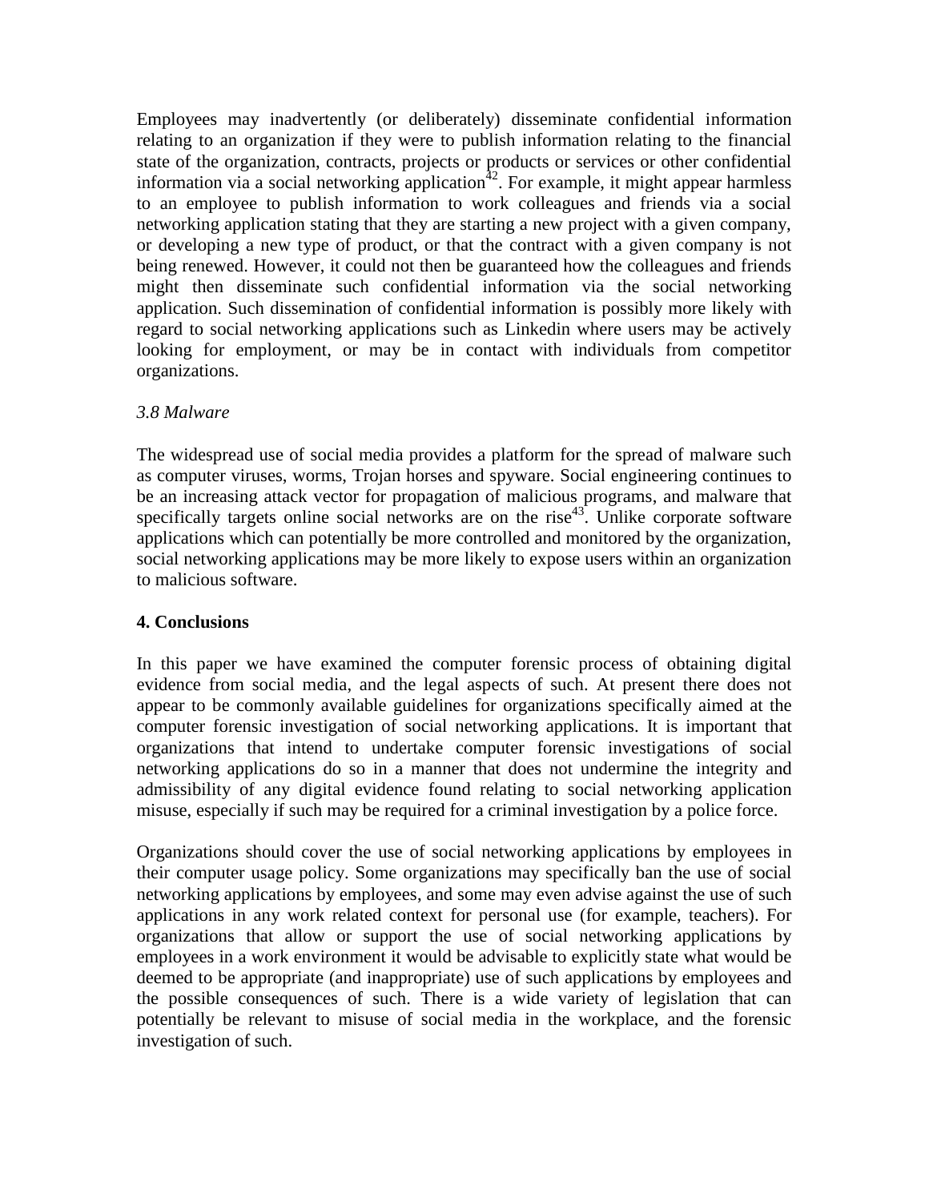Employees may inadvertently (or deliberately) disseminate confidential information relating to an organization if they were to publish information relating to the financial state of the organization, contracts, projects or products or services or other confidential information via a social networking application[42]. For example, it might appear harmless to an employee to publish information to work colleagues and friends via a social networking application stating that they are starting a new project with a given company, or developing a new type of product, or that the contract with a given company is not being renewed. However, it could not then be guaranteed how the colleagues and friends might then disseminate such confidential information via the social networking application. Such dissemination of confidential information is possibly more likely with regard to social networking applications such as Linkedin where users may be actively looking for employment, or may be in contact with individuals from competitor organizations.

### *3.8 Malware*

The widespread use of social media provides a platform for the spread of malware such as computer viruses, worms, Trojan horses and spyware. Social engineering continues to be an increasing attack vector for propagation of malicious programs, and malware that specifically targets online social networks are on the rise[43]. Unlike corporate software applications which can potentially be more controlled and monitored by the organization, social networking applications may be more likely to expose users within an organization to malicious software.

## 4. Conclusions

In this paper we have examined the computer forensic process of obtaining digital evidence from social media, and the legal aspects of such. At present there does not appear to be commonly available guidelines for organizations specifically aimed at the computer forensic investigation of social networking applications. It is important that organizations that intend to undertake computer forensic investigations of social networking applications do so in a manner that does not undermine the integrity and admissibility of any digital evidence found relating to social networking application misuse, especially if such may be required for a criminal investigation by a police force.

Organizations should cover the use of social networking applications by employees in their computer usage policy. Some organizations may specifically ban the use of social networking applications by employees, and some may even advise against the use of such applications in any work related context for personal use (for example, teachers). For organizations that allow or support the use of social networking applications by employees in a work environment it would be advisable to explicitly state what would be deemed to be appropriate (and inappropriate) use of such applications by employees and the possible consequences of such. There is a wide variety of legislation that can potentially be relevant to misuse of social media in the workplace, and the forensic investigation of such.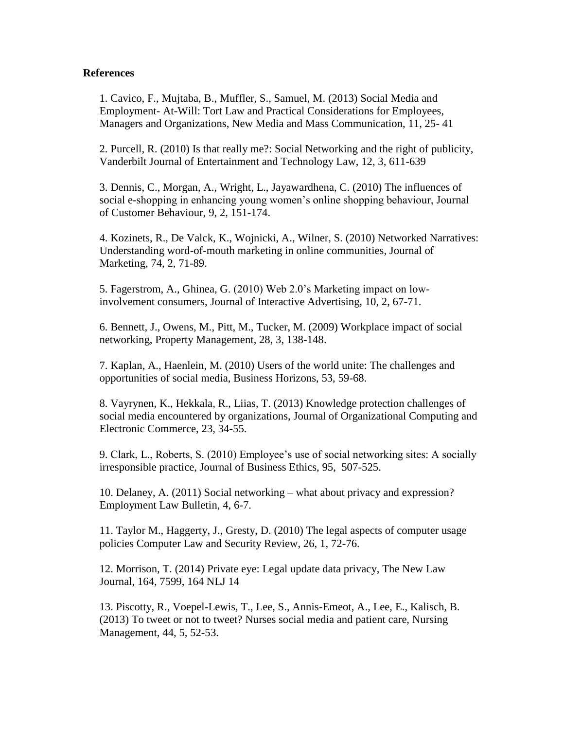**References**

1. Cavico, F., Mujtaba, B., Muffler, S., Samuel, M. (2013) Social Media and Employment- At-Will: Tort Law and Practical Considerations for Employees, Managers and Organizations, New Media and Mass Communication, 11, 25- 41

2. Purcell, R. (2010) Is that really me?: Social Networking and the right of publicity, Vanderbilt Journal of Entertainment and Technology Law, 12, 3, 611-639

3. Dennis, C., Morgan, A., Wright, L., Jayawardhena, C. (2010) The influences of social e-shopping in enhancing young women's online shopping behaviour, Journal of Customer Behaviour, 9, 2, 151-174.

4. Kozinets, R., De Valck, K., Wojnicki, A., Wilner, S. (2010) Networked Narratives: Understanding word-of-mouth marketing in online communities, Journal of Marketing, 74, 2, 71-89.

5. Fagerstrom, A., Ghinea, G. (2010) Web 2.0's Marketing impact on low-involvement consumers, Journal of Interactive Advertising, 10, 2, 67-71.

6. Bennett, J., Owens, M., Pitt, M., Tucker, M. (2009) Workplace impact of social networking, Property Management, 28, 3, 138-148.

7. Kaplan, A., Haenlein, M. (2010) Users of the world unite: The challenges and opportunities of social media, Business Horizons, 53, 59-68.

8. Vayrynen, K., Hekkala, R., Liias, T. (2013) Knowledge protection challenges of social media encountered by organizations, Journal of Organizational Computing and Electronic Commerce, 23, 34-55.

9. Clark, L., Roberts, S. (2010) Employee's use of social networking sites: A socially irresponsible practice, Journal of Business Ethics, 95, 507-525.

10. Delaney, A. (2011) Social networking – what about privacy and expression? Employment Law Bulletin, 4, 6-7.

11. Taylor M., Haggerty, J., Gresty, D. (2010) The legal aspects of computer usage policies Computer Law and Security Review, 26, 1, 72-76.

12. Morrison, T. (2014) Private eye: Legal update data privacy, The New Law Journal, 164, 7599, 164 NLJ 14

13. Piscotty, R., Voepel-Lewis, T., Lee, S., Annis-Emeot, A., Lee, E., Kalisch, B. (2013) To tweet or not to tweet? Nurses social media and patient care, Nursing Management, 44, 5, 52-53.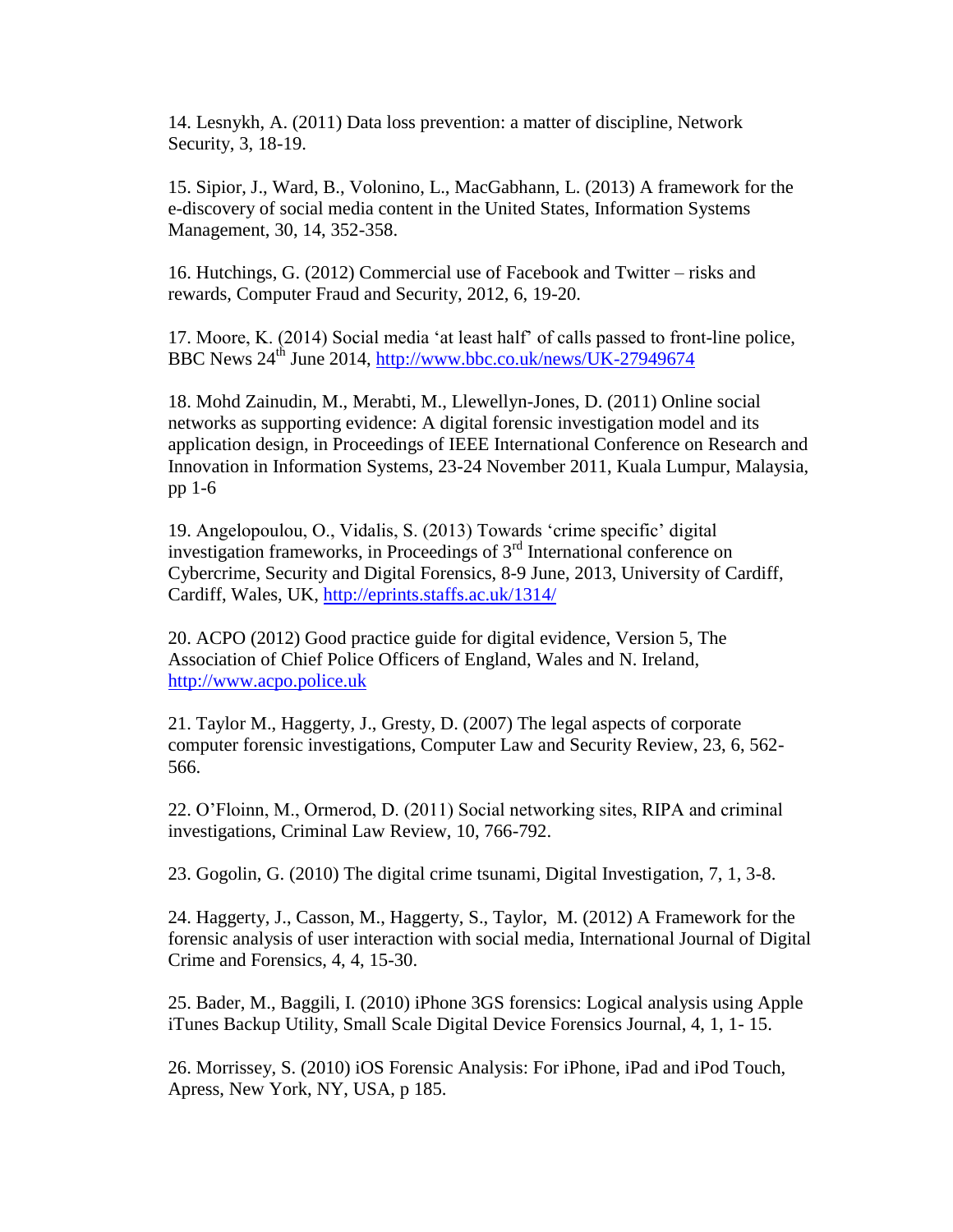14. Lesnykh, A. (2011) Data loss prevention: a matter of discipline, Network Security, 3, 18-19.

15. Sipior, J., Ward, B., Volonino, L., MacGabhann, L. (2013) A framework for the e-discovery of social media content in the United States, Information Systems Management, 30, 14, 352-358.

16. Hutchings, G. (2012) Commercial use of Facebook and Twitter – risks and rewards, Computer Fraud and Security, 2012, 6, 19-20.

17. Moore, K. (2014) Social media 'at least half' of calls passed to front-line police, BBC News 24th June 2014, http://www.bbc.co.uk/news/UK-27949674

18. Mohd Zainudin, M., Merabti, M., Llewellyn-Jones, D. (2011) Online social networks as supporting evidence: A digital forensic investigation model and its application design, in Proceedings of IEEE International Conference on Research and Innovation in Information Systems, 23-24 November 2011, Kuala Lumpur, Malaysia, pp 1-6

19. Angelopoulou, O., Vidalis, S. (2013) Towards 'crime specific' digital investigation frameworks, in Proceedings of 3rd International conference on Cybercrime, Security and Digital Forensics, 8-9 June, 2013, University of Cardiff, Cardiff, Wales, UK, http://eprints.staffs.ac.uk/1314/

20. ACPO (2012) Good practice guide for digital evidence, Version 5, The Association of Chief Police Officers of England, Wales and N. Ireland, http://www.acpo.police.uk

21. Taylor M., Haggerty, J., Gresty, D. (2007) The legal aspects of corporate computer forensic investigations, Computer Law and Security Review, 23, 6, 562-566.

22. O'Floinn, M., Ormerod, D. (2011) Social networking sites, RIPA and criminal investigations, Criminal Law Review, 10, 766-792.

23. Gogolin, G. (2010) The digital crime tsunami, Digital Investigation, 7, 1, 3-8.

24. Haggerty, J., Casson, M., Haggerty, S., Taylor, M. (2012) A Framework for the forensic analysis of user interaction with social media, International Journal of Digital Crime and Forensics, 4, 4, 15-30.

25. Bader, M., Baggili, I. (2010) iPhone 3GS forensics: Logical analysis using Apple iTunes Backup Utility, Small Scale Digital Device Forensics Journal, 4, 1, 1- 15.

26. Morrissey, S. (2010) iOS Forensic Analysis: For iPhone, iPad and iPod Touch, Apress, New York, NY, USA, p 185.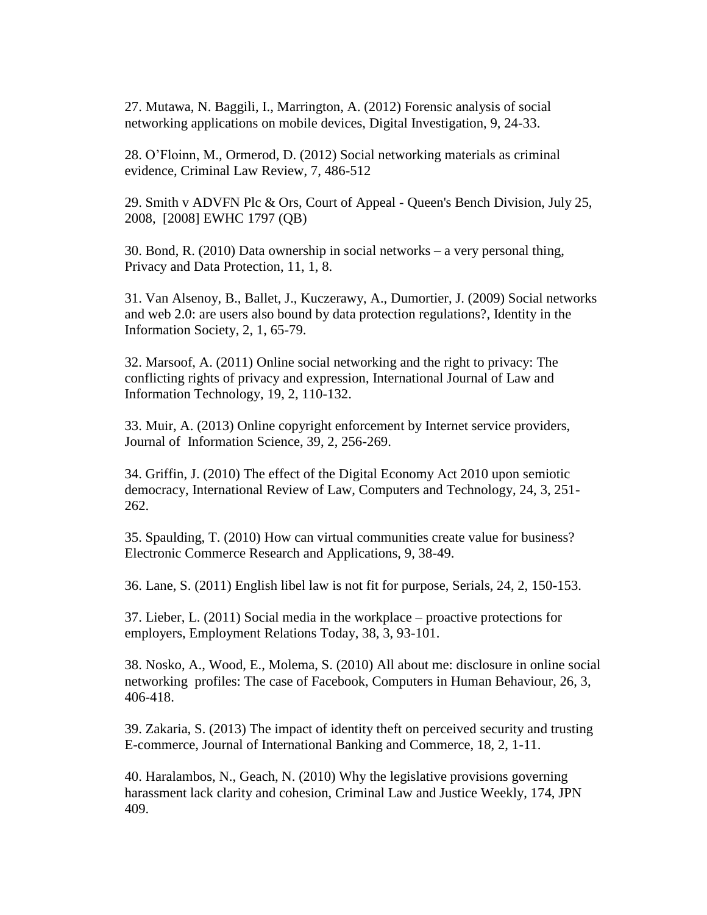27. Mutawa, N. Baggili, I., Marrington, A. (2012) Forensic analysis of social networking applications on mobile devices, Digital Investigation, 9, 24-33.

28. O'Floinn, M., Ormerod, D. (2012) Social networking materials as criminal evidence, Criminal Law Review, 7, 486-512

29. Smith v ADVFN Plc & Ors, Court of Appeal - Queen's Bench Division, July 25, 2008, [2008] EWHC 1797 (QB)

30. Bond, R. (2010) Data ownership in social networks – a very personal thing, Privacy and Data Protection, 11, 1, 8.

31. Van Alsenoy, B., Ballet, J., Kuczerawy, A., Dumortier, J. (2009) Social networks and web 2.0: are users also bound by data protection regulations?, Identity in the Information Society, 2, 1, 65-79.

32. Marsoof, A. (2011) Online social networking and the right to privacy: The conflicting rights of privacy and expression, International Journal of Law and Information Technology, 19, 2, 110-132.

33. Muir, A. (2013) Online copyright enforcement by Internet service providers, Journal of Information Science, 39, 2, 256-269.

34. Griffin, J. (2010) The effect of the Digital Economy Act 2010 upon semiotic democracy, International Review of Law, Computers and Technology, 24, 3, 251-262.

35. Spaulding, T. (2010) How can virtual communities create value for business? Electronic Commerce Research and Applications, 9, 38-49.

36. Lane, S. (2011) English libel law is not fit for purpose, Serials, 24, 2, 150-153.

37. Lieber, L. (2011) Social media in the workplace – proactive protections for employers, Employment Relations Today, 38, 3, 93-101.

38. Nosko, A., Wood, E., Molema, S. (2010) All about me: disclosure in online social networking profiles: The case of Facebook, Computers in Human Behaviour, 26, 3, 406-418.

39. Zakaria, S. (2013) The impact of identity theft on perceived security and trusting E-commerce, Journal of International Banking and Commerce, 18, 2, 1-11.

40. Haralambos, N., Geach, N. (2010) Why the legislative provisions governing harassment lack clarity and cohesion, Criminal Law and Justice Weekly, 174, JPN 409.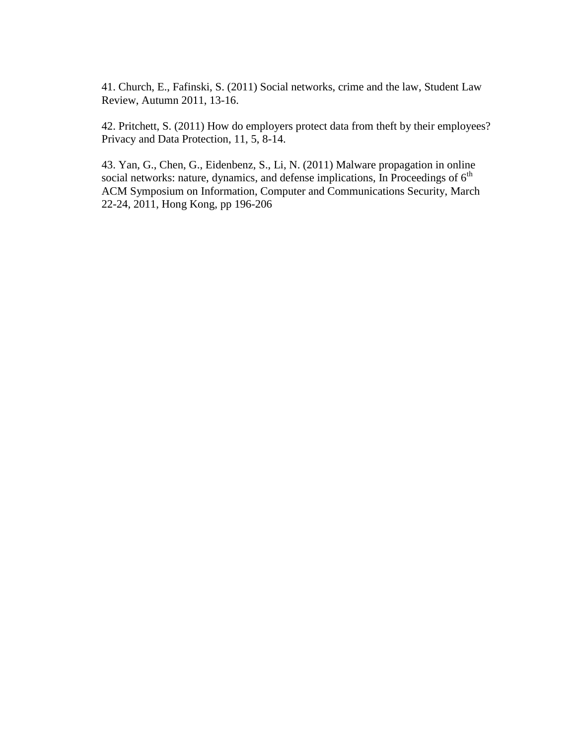41. Church, E., Fafinski, S. (2011) Social networks, crime and the law, Student Law Review, Autumn 2011, 13-16.

42. Pritchett, S. (2011) How do employers protect data from theft by their employees? Privacy and Data Protection, 11, 5, 8-14.

43. Yan, G., Chen, G., Eidenbenz, S., Li, N. (2011) Malware propagation in online social networks: nature, dynamics, and defense implications, In Proceedings of 6th ACM Symposium on Information, Computer and Communications Security, March 22-24, 2011, Hong Kong, pp 196-206